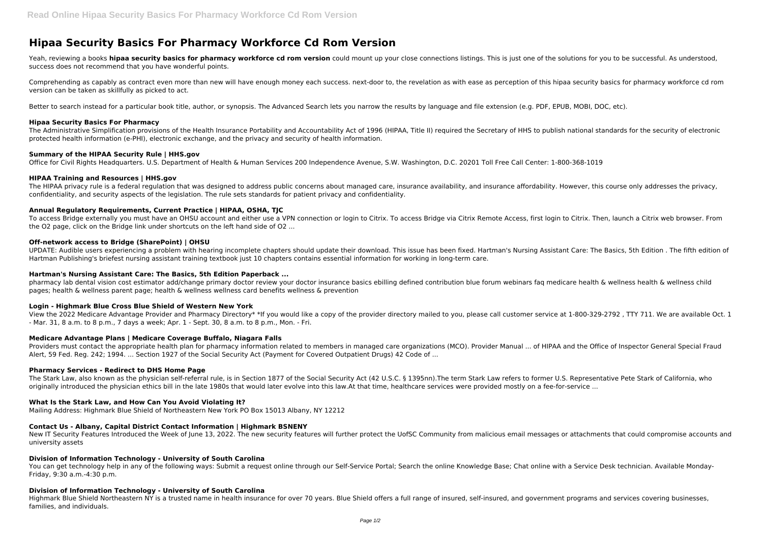# Hipaa Security Basics For Pharmacy Workforce Cd Rom Version

Yeah, reviewing a books **hipaa security basics for pharmacy workforce cd rom version** could mount up your close connections listings. This is just one of the solutions for you to be successful. As understood, success does not recommend that you have wonderful points.

Comprehending as capably as contract even more than new will have enough money each success. next-door to, the revelation as with ease as perception of this hipaa security basics for pharmacy workforce cd rom version can be taken as skillfully as picked to act.

Better to search instead for a particular book title, author, or synopsis. The Advanced Search lets you narrow the results by language and file extension (e.g. PDF, EPUB, MOBI, DOC, etc).

### Hipaa Security Basics For Pharmacy

The Administrative Simplification provisions of the Health Insurance Portability and Accountability Act of 1996 (HIPAA, Title II) required the Secretary of HHS to publish national standards for the security of electronic protected health information (e-PHI), electronic exchange, and the privacy and security of health information.

### Summary of the HIPAA Security Rule | HHS.gov

Office for Civil Rights Headquarters. U.S. Department of Health & Human Services 200 Independence Avenue, S.W. Washington, D.C. 20201 Toll Free Call Center: 1-800-368-1019

### HIPAA Training and Resources | HHS.gov

The HIPAA privacy rule is a federal regulation that was designed to address public concerns about managed care, insurance availability, and insurance affordability. However, this course only addresses the privacy, confidentiality, and security aspects of the legislation. The rule sets standards for patient privacy and confidentiality.

### Annual Regulatory Requirements, Current Practice | HIPAA, OSHA, TJC

To access Bridge externally you must have an OHSU account and either use a VPN connection or login to Citrix. To access Bridge via Citrix Remote Access, first login to Citrix. Then, launch a Citrix web browser. From the O2 page, click on the Bridge link under shortcuts on the left hand side of O2 ...

### Off-network access to Bridge (SharePoint) | OHSU

UPDATE: Audible users experiencing a problem with hearing incomplete chapters should update their download. This issue has been fixed. Hartman's Nursing Assistant Care: The Basics, 5th Edition . The fifth edition of Hartman Publishing's briefest nursing assistant training textbook just 10 chapters contains essential information for working in long-term care.

### Hartman's Nursing Assistant Care: The Basics, 5th Edition Paperback ...

pharmacy lab dental vision cost estimator add/change primary doctor review your doctor insurance basics ebilling defined contribution blue forum webinars faq medicare health & wellness health & wellness child pages; health & wellness parent page; health & wellness wellness card benefits wellness & prevention

### Login - Highmark Blue Cross Blue Shield of Western New York

View the 2022 Medicare Advantage Provider and Pharmacy Directory* *If you would like a copy of the provider directory mailed to you, please call customer service at 1-800-329-2792 , TTY 711. We are available Oct. 1 - Mar. 31, 8 a.m. to 8 p.m., 7 days a week; Apr. 1 - Sept. 30, 8 a.m. to 8 p.m., Mon. - Fri.

### Medicare Advantage Plans | Medicare Coverage Buffalo, Niagara Falls

Providers must contact the appropriate health plan for pharmacy information related to members in managed care organizations (MCO). Provider Manual ... of HIPAA and the Office of Inspector General Special Fraud Alert, 59 Fed. Reg. 242; 1994. ... Section 1927 of the Social Security Act (Payment for Covered Outpatient Drugs) 42 Code of ...

### Pharmacy Services - Redirect to DHS Home Page

The Stark Law, also known as the physician self-referral rule, is in Section 1877 of the Social Security Act (42 U.S.C. § 1395nn).The term Stark Law refers to former U.S. Representative Pete Stark of California, who originally introduced the physician ethics bill in the late 1980s that would later evolve into this law.At that time, healthcare services were provided mostly on a fee-for-service ...

### What Is the Stark Law, and How Can You Avoid Violating It?

Mailing Address: Highmark Blue Shield of Northeastern New York PO Box 15013 Albany, NY 12212

### Contact Us - Albany, Capital District Contact Information | Highmark BSNENY

New IT Security Features Introduced the Week of June 13, 2022. The new security features will further protect the UofSC Community from malicious email messages or attachments that could compromise accounts and university assets

### Division of Information Technology - University of South Carolina

You can get technology help in any of the following ways: Submit a request online through our Self-Service Portal; Search the online Knowledge Base; Chat online with a Service Desk technician. Available Monday-Friday, 9:30 a.m.-4:30 p.m.

### Division of Information Technology - University of South Carolina

Highmark Blue Shield Northeastern NY is a trusted name in health insurance for over 70 years. Blue Shield offers a full range of insured, self-insured, and government programs and services covering businesses, families, and individuals.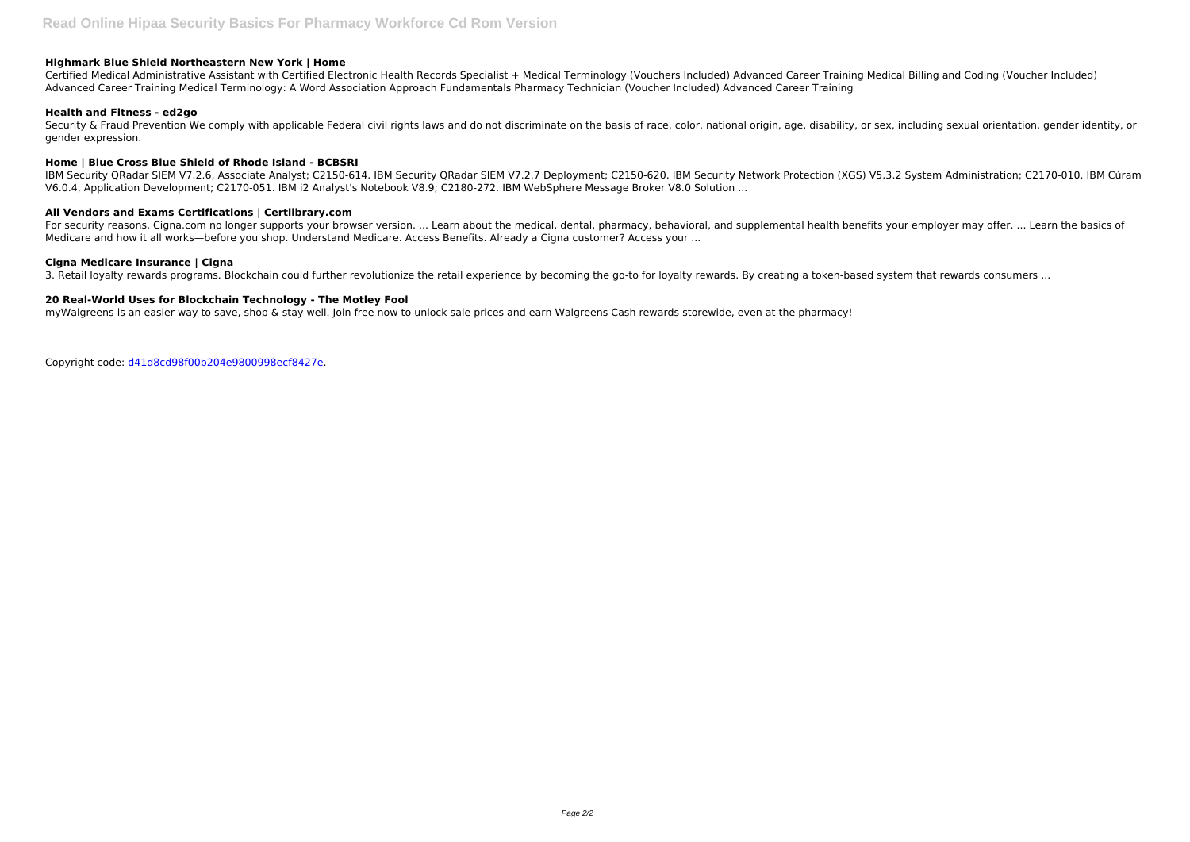### Highmark Blue Shield Northeastern New York | Home

Certified Medical Administrative Assistant with Certified Electronic Health Records Specialist + Medical Terminology (Vouchers Included) Advanced Career Training Medical Billing and Coding (Voucher Included) Advanced Career Training Medical Terminology: A Word Association Approach Fundamentals Pharmacy Technician (Voucher Included) Advanced Career Training

### Health and Fitness - ed2go

Security & Fraud Prevention We comply with applicable Federal civil rights laws and do not discriminate on the basis of race, color, national origin, age, disability, or sex, including sexual orientation, gender identity, or gender expression.

### Home | Blue Cross Blue Shield of Rhode Island - BCBSRI

IBM Security QRadar SIEM V7.2.6, Associate Analyst; C2150-614. IBM Security QRadar SIEM V7.2.7 Deployment; C2150-620. IBM Security Network Protection (XGS) V5.3.2 System Administration; C2170-010. IBM Cúram V6.0.4, Application Development; C2170-051. IBM i2 Analyst's Notebook V8.9; C2180-272. IBM WebSphere Message Broker V8.0 Solution ...

### All Vendors and Exams Certifications | Certlibrary.com

For security reasons, Cigna.com no longer supports your browser version. ... Learn about the medical, dental, pharmacy, behavioral, and supplemental health benefits your employer may offer. ... Learn the basics of Medicare and how it all works—before you shop. Understand Medicare. Access Benefits. Already a Cigna customer? Access your ...

### Cigna Medicare Insurance | Cigna

3. Retail loyalty rewards programs. Blockchain could further revolutionize the retail experience by becoming the go-to for loyalty rewards. By creating a token-based system that rewards consumers ...

### 20 Real-World Uses for Blockchain Technology - The Motley Fool

myWalgreens is an easier way to save, shop & stay well. Join free now to unlock sale prices and earn Walgreens Cash rewards storewide, even at the pharmacy!

Copyright code: d41d8cd98f00b204e9800998ecf8427e.